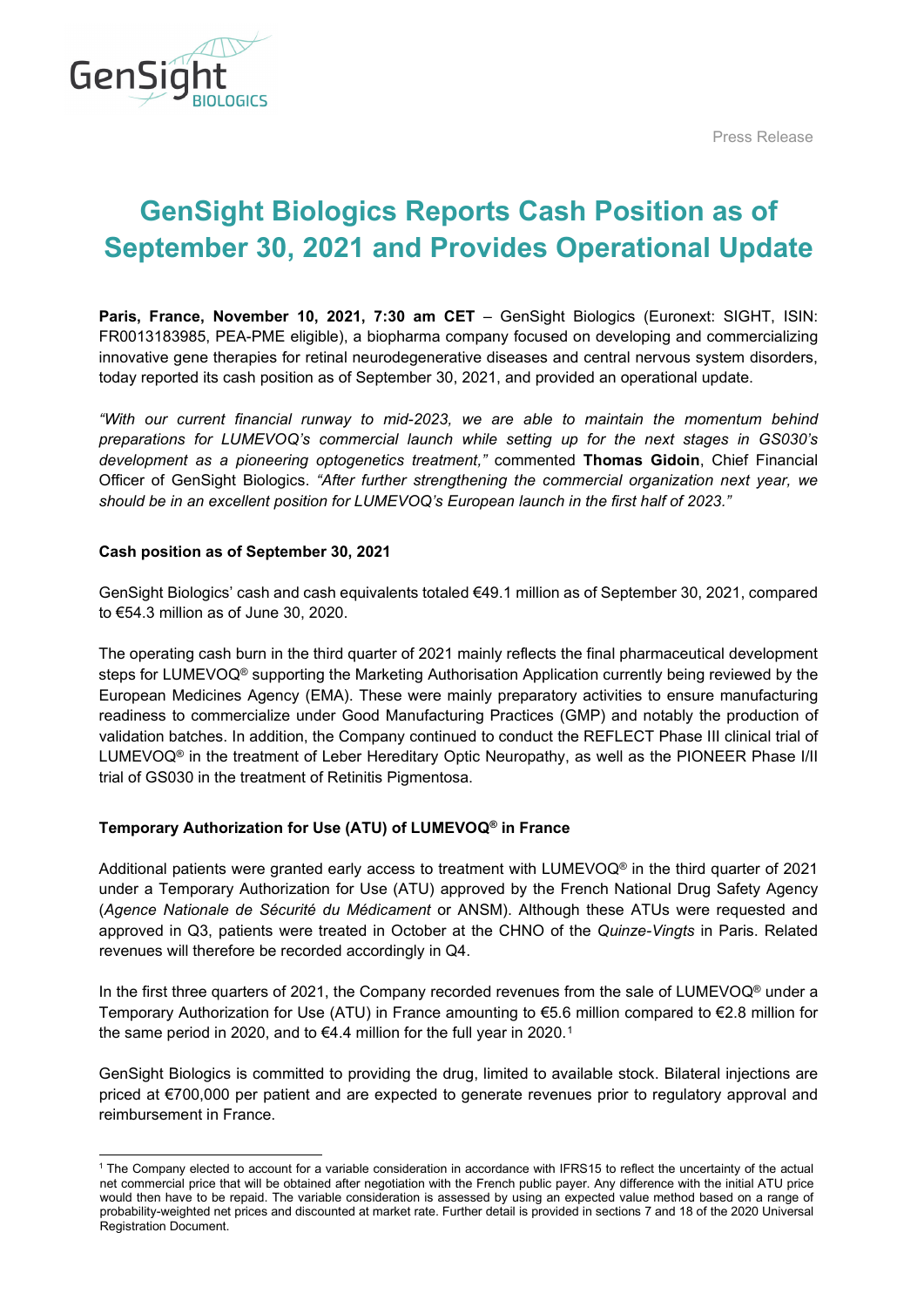Press Release

# GenSight Biologics Reports Cash Position as of September 30, 2021 and Provides Operational Update

**Paris, France, November 10, 2021, 7:30 am CET** – GenSight Biologics (Euronext: SIGHT, ISIN: FR0013183985, PEA-PME eligible), a biopharma company focused on developing and commercializing innovative gene therapies for retinal neurodegenerative diseases and central nervous system disorders, today reported its cash position as of September 30, 2021, and provided an operational update.

*"With our current financial runway to mid-2023, we are able to maintain the momentum behind preparations for LUMEVOQ's commercial launch while setting up for the next stages in GS030's development as a pioneering optogenetics treatment,"* commented **Thomas Gidoin**, Chief Financial Officer of GenSight Biologics. *"After further strengthening the commercial organization next year, we should be in an excellent position for LUMEVOQ's European launch in the first half of 2023."*

**Cash position as of September 30, 2021**

GenSight Biologics' cash and cash equivalents totaled €49.1 million as of September 30, 2021, compared to €54.3 million as of June 30, 2020.

The operating cash burn in the third quarter of 2021 mainly reflects the final pharmaceutical development steps for LUMEVOQ® supporting the Marketing Authorisation Application currently being reviewed by the European Medicines Agency (EMA). These were mainly preparatory activities to ensure manufacturing readiness to commercialize under Good Manufacturing Practices (GMP) and notably the production of validation batches. In addition, the Company continued to conduct the REFLECT Phase III clinical trial of LUMEVOQ® in the treatment of Leber Hereditary Optic Neuropathy, as well as the PIONEER Phase I/II trial of GS030 in the treatment of Retinitis Pigmentosa.

**Temporary Authorization for Use (ATU) of LUMEVOQ® in France**

Additional patients were granted early access to treatment with LUMEVOQ® in the third quarter of 2021 under a Temporary Authorization for Use (ATU) approved by the French National Drug Safety Agency (*Agence Nationale de Sécurité du Médicament* or ANSM). Although these ATUs were requested and approved in Q3, patients were treated in October at the CHNO of the *Quinze-Vingts* in Paris. Related revenues will therefore be recorded accordingly in Q4.

In the first three quarters of 2021, the Company recorded revenues from the sale of LUMEVOQ® under a Temporary Authorization for Use (ATU) in France amounting to €5.6 million compared to €2.8 million for the same period in 2020, and to €4.4 million for the full year in 2020.[1]

GenSight Biologics is committed to providing the drug, limited to available stock. Bilateral injections are priced at €700,000 per patient and are expected to generate revenues prior to regulatory approval and reimbursement in France.

---

[1] The Company elected to account for a variable consideration in accordance with IFRS15 to reflect the uncertainty of the actual net commercial price that will be obtained after negotiation with the French public payer. Any difference with the initial ATU price would then have to be repaid. The variable consideration is assessed by using an expected value method based on a range of probability-weighted net prices and discounted at market rate. Further detail is provided in sections 7 and 18 of the 2020 Universal Registration Document.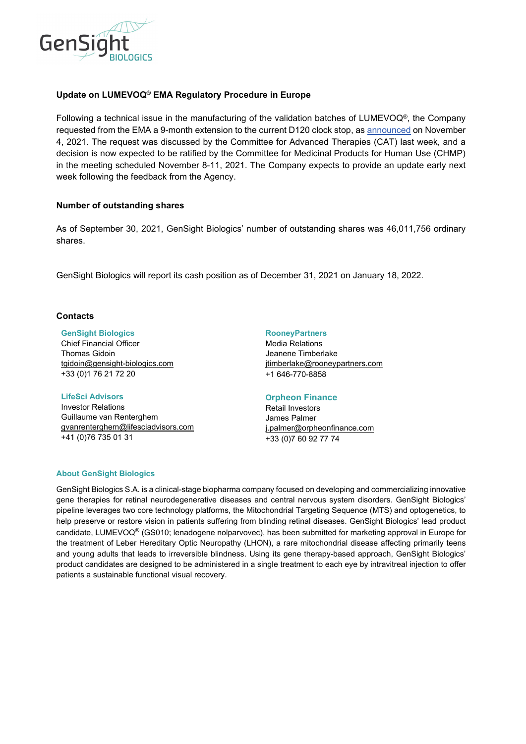### Update on LUMEVOQ® EMA Regulatory Procedure in Europe

Following a technical issue in the manufacturing of the validation batches of LUMEVOQ®, the Company requested from the EMA a 9-month extension to the current D120 clock stop, as announced on November 4, 2021. The request was discussed by the Committee for Advanced Therapies (CAT) last week, and a decision is now expected to be ratified by the Committee for Medicinal Products for Human Use (CHMP) in the meeting scheduled November 8-11, 2021. The Company expects to provide an update early next week following the feedback from the Agency.

### Number of outstanding shares

As of September 30, 2021, GenSight Biologics' number of outstanding shares was 46,011,756 ordinary shares.

GenSight Biologics will report its cash position as of December 31, 2021 on January 18, 2022.

### Contacts

**GenSight Biologics**
Chief Financial Officer
Thomas Gidoin
tgidoin@gensight-biologics.com
+33 (0)1 76 21 72 20

**RooneyPartners**
Media Relations
Jeanene Timberlake
jtimberlake@rooneypartners.com
+1 646-770-8858

**LifeSci Advisors**
Investor Relations
Guillaume van Renterghem
gvanrenterghem@lifesciadvisors.com
+41 (0)76 735 01 31

**Orpheon Finance**
Retail Investors
James Palmer
j.palmer@orpheonfinance.com
+33 (0)7 60 92 77 74

### About GenSight Biologics

GenSight Biologics S.A. is a clinical-stage biopharma company focused on developing and commercializing innovative gene therapies for retinal neurodegenerative diseases and central nervous system disorders. GenSight Biologics' pipeline leverages two core technology platforms, the Mitochondrial Targeting Sequence (MTS) and optogenetics, to help preserve or restore vision in patients suffering from blinding retinal diseases. GenSight Biologics' lead product candidate, LUMEVOQ® (GS010; lenadogene nolparvovec), has been submitted for marketing approval in Europe for the treatment of Leber Hereditary Optic Neuropathy (LHON), a rare mitochondrial disease affecting primarily teens and young adults that leads to irreversible blindness. Using its gene therapy-based approach, GenSight Biologics' product candidates are designed to be administered in a single treatment to each eye by intravitreal injection to offer patients a sustainable functional visual recovery.